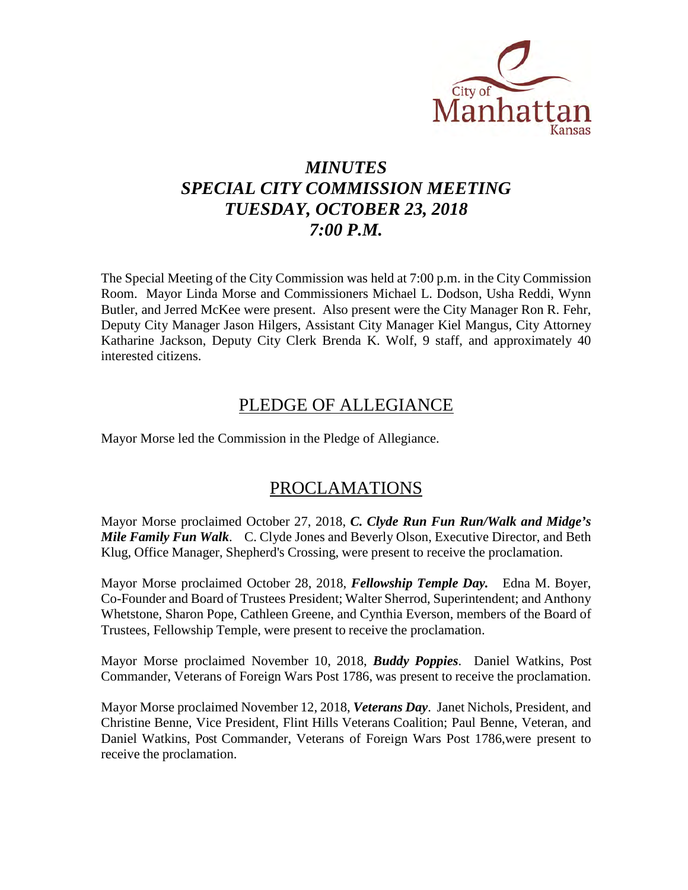City of Manhattan Kansas

# *MINUTES*
# *SPECIAL CITY COMMISSION MEETING*
# *TUESDAY, OCTOBER 23, 2018*
# *7:00 P.M.*

The Special Meeting of the City Commission was held at 7:00 p.m. in the City Commission Room. Mayor Linda Morse and Commissioners Michael L. Dodson, Usha Reddi, Wynn Butler, and Jerred McKee were present. Also present were the City Manager Ron R. Fehr, Deputy City Manager Jason Hilgers, Assistant City Manager Kiel Mangus, City Attorney Katharine Jackson, Deputy City Clerk Brenda K. Wolf, 9 staff, and approximately 40 interested citizens.

## PLEDGE OF ALLEGIANCE

Mayor Morse led the Commission in the Pledge of Allegiance.

## PROCLAMATIONS

Mayor Morse proclaimed October 27, 2018, ***C. Clyde Run Fun Run/Walk and Midge's Mile Family Fun Walk***. C. Clyde Jones and Beverly Olson, Executive Director, and Beth Klug, Office Manager, Shepherd's Crossing, were present to receive the proclamation.

Mayor Morse proclaimed October 28, 2018, ***Fellowship Temple Day.*** Edna M. Boyer, Co-Founder and Board of Trustees President; Walter Sherrod, Superintendent; and Anthony Whetstone, Sharon Pope, Cathleen Greene, and Cynthia Everson, members of the Board of Trustees, Fellowship Temple, were present to receive the proclamation.

Mayor Morse proclaimed November 10, 2018, ***Buddy Poppies***. Daniel Watkins, Post Commander, Veterans of Foreign Wars Post 1786, was present to receive the proclamation.

Mayor Morse proclaimed November 12, 2018, ***Veterans Day***. Janet Nichols, President, and Christine Benne, Vice President, Flint Hills Veterans Coalition; Paul Benne, Veteran, and Daniel Watkins, Post Commander, Veterans of Foreign Wars Post 1786,were present to receive the proclamation.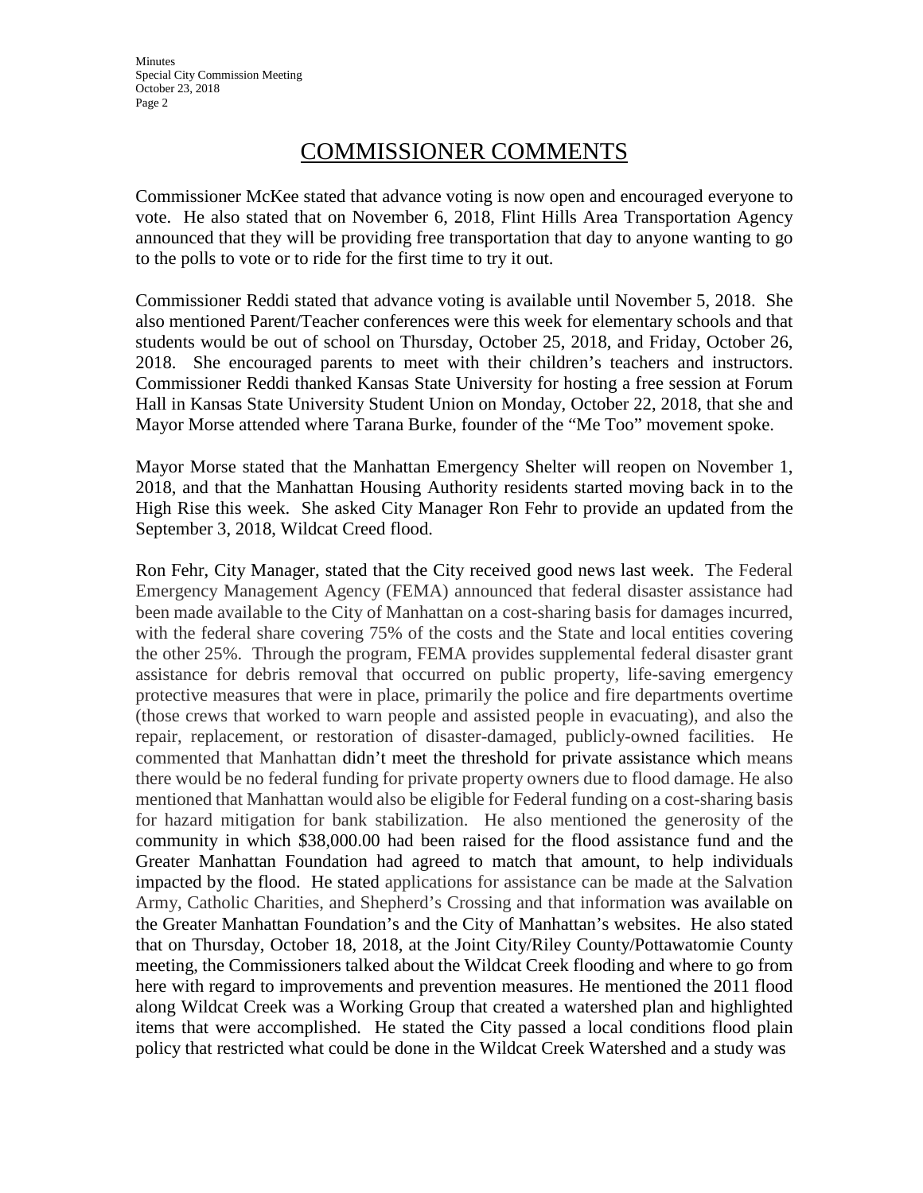# COMMISSIONER COMMENTS

Commissioner McKee stated that advance voting is now open and encouraged everyone to vote. He also stated that on November 6, 2018, Flint Hills Area Transportation Agency announced that they will be providing free transportation that day to anyone wanting to go to the polls to vote or to ride for the first time to try it out.

Commissioner Reddi stated that advance voting is available until November 5, 2018. She also mentioned Parent/Teacher conferences were this week for elementary schools and that students would be out of school on Thursday, October 25, 2018, and Friday, October 26, 2018. She encouraged parents to meet with their children's teachers and instructors. Commissioner Reddi thanked Kansas State University for hosting a free session at Forum Hall in Kansas State University Student Union on Monday, October 22, 2018, that she and Mayor Morse attended where Tarana Burke, founder of the "Me Too" movement spoke.

Mayor Morse stated that the Manhattan Emergency Shelter will reopen on November 1, 2018, and that the Manhattan Housing Authority residents started moving back in to the High Rise this week. She asked City Manager Ron Fehr to provide an updated from the September 3, 2018, Wildcat Creed flood.

Ron Fehr, City Manager, stated that the City received good news last week. The Federal Emergency Management Agency (FEMA) announced that federal disaster assistance had been made available to the City of Manhattan on a cost-sharing basis for damages incurred, with the federal share covering 75% of the costs and the State and local entities covering the other 25%. Through the program, FEMA provides supplemental federal disaster grant assistance for debris removal that occurred on public property, life-saving emergency protective measures that were in place, primarily the police and fire departments overtime (those crews that worked to warn people and assisted people in evacuating), and also the repair, replacement, or restoration of disaster-damaged, publicly-owned facilities. He commented that Manhattan didn't meet the threshold for private assistance which means there would be no federal funding for private property owners due to flood damage. He also mentioned that Manhattan would also be eligible for Federal funding on a cost-sharing basis for hazard mitigation for bank stabilization. He also mentioned the generosity of the community in which $38,000.00 had been raised for the flood assistance fund and the Greater Manhattan Foundation had agreed to match that amount, to help individuals impacted by the flood. He stated applications for assistance can be made at the Salvation Army, Catholic Charities, and Shepherd's Crossing and that information was available on the Greater Manhattan Foundation's and the City of Manhattan's websites. He also stated that on Thursday, October 18, 2018, at the Joint City/Riley County/Pottawatomie County meeting, the Commissioners talked about the Wildcat Creek flooding and where to go from here with regard to improvements and prevention measures. He mentioned the 2011 flood along Wildcat Creek was a Working Group that created a watershed plan and highlighted items that were accomplished. He stated the City passed a local conditions flood plain policy that restricted what could be done in the Wildcat Creek Watershed and a study was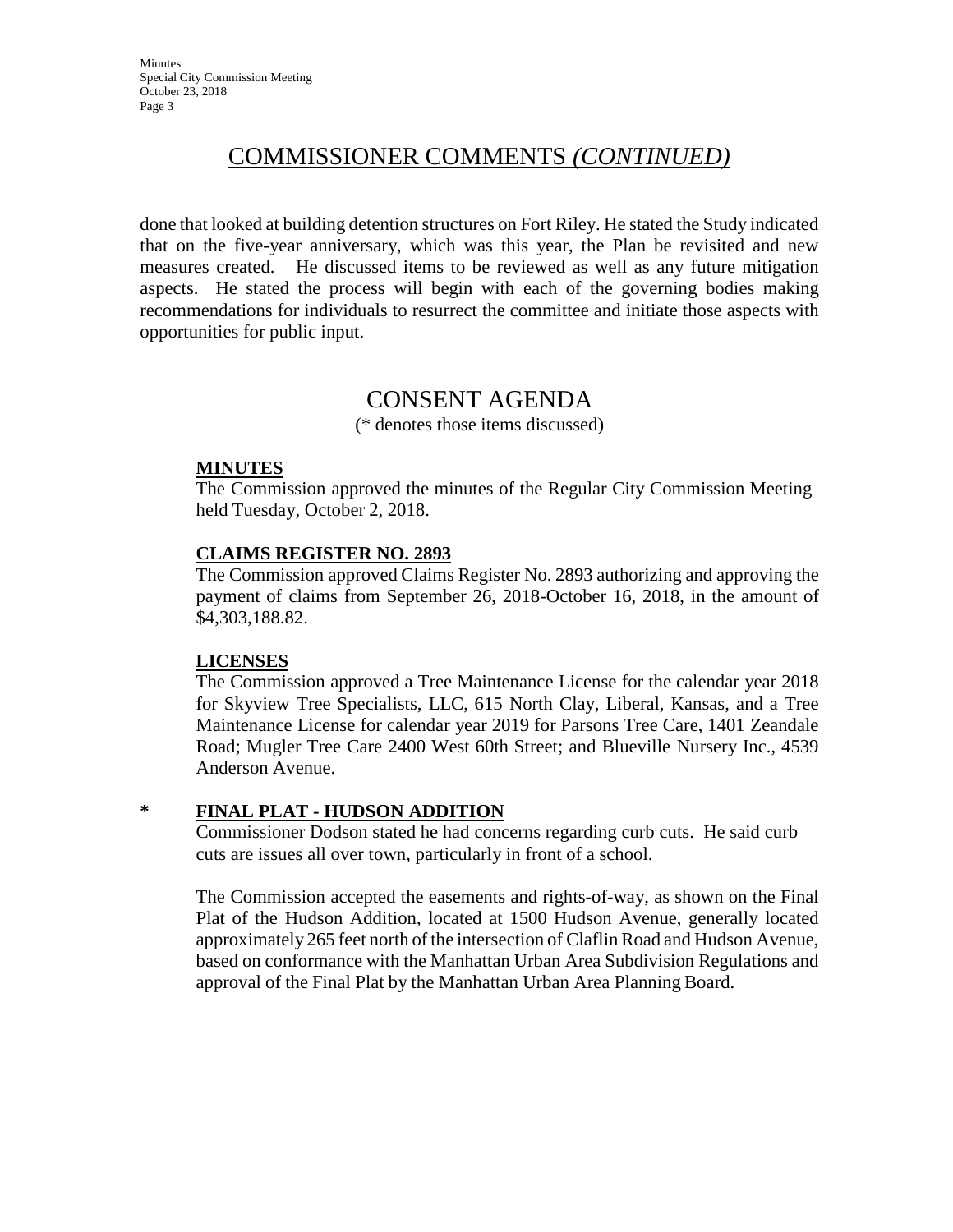## COMMISSIONER COMMENTS *(CONTINUED)*

done that looked at building detention structures on Fort Riley. He stated the Study indicated that on the five-year anniversary, which was this year, the Plan be revisited and new measures created. He discussed items to be reviewed as well as any future mitigation aspects. He stated the process will begin with each of the governing bodies making recommendations for individuals to resurrect the committee and initiate those aspects with opportunities for public input.

## CONSENT AGENDA

(* denotes those items discussed)

**MINUTES**

The Commission approved the minutes of the Regular City Commission Meeting held Tuesday, October 2, 2018.

**CLAIMS REGISTER NO. 2893**

The Commission approved Claims Register No. 2893 authorizing and approving the payment of claims from September 26, 2018-October 16, 2018, in the amount of $4,303,188.82.

**LICENSES**

The Commission approved a Tree Maintenance License for the calendar year 2018 for Skyview Tree Specialists, LLC, 615 North Clay, Liberal, Kansas, and a Tree Maintenance License for calendar year 2019 for Parsons Tree Care, 1401 Zeandale Road; Mugler Tree Care 2400 West 60th Street; and Blueville Nursery Inc., 4539 Anderson Avenue.

\* **FINAL PLAT - HUDSON ADDITION**

Commissioner Dodson stated he had concerns regarding curb cuts. He said curb cuts are issues all over town, particularly in front of a school.

The Commission accepted the easements and rights-of-way, as shown on the Final Plat of the Hudson Addition, located at 1500 Hudson Avenue, generally located approximately 265 feet north of the intersection of Claflin Road and Hudson Avenue, based on conformance with the Manhattan Urban Area Subdivision Regulations and approval of the Final Plat by the Manhattan Urban Area Planning Board.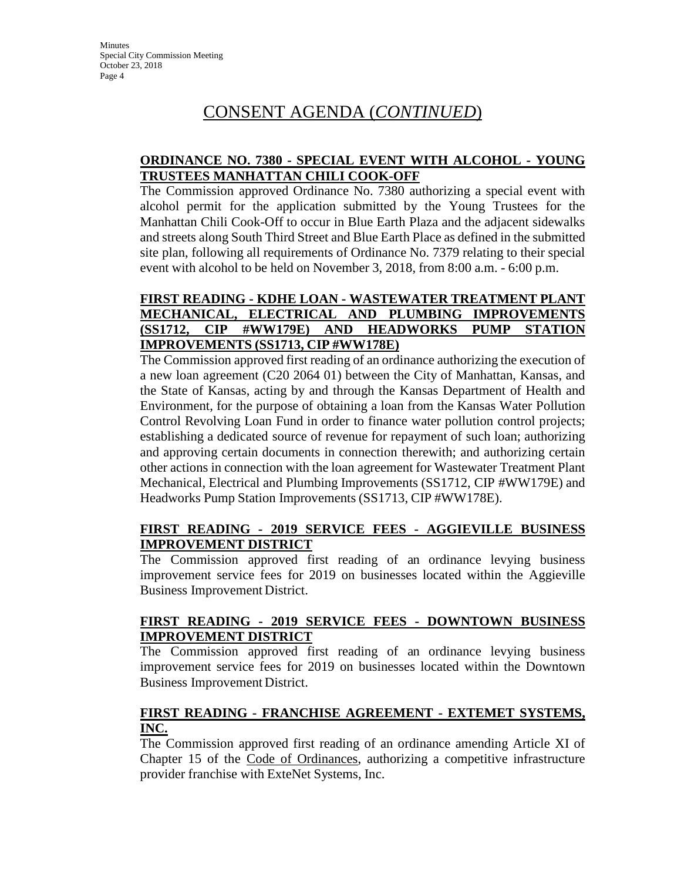# CONSENT AGENDA (*CONTINUED*)

**ORDINANCE NO. 7380 - SPECIAL EVENT WITH ALCOHOL - YOUNG TRUSTEES MANHATTAN CHILI COOK-OFF**

The Commission approved Ordinance No. 7380 authorizing a special event with alcohol permit for the application submitted by the Young Trustees for the Manhattan Chili Cook-Off to occur in Blue Earth Plaza and the adjacent sidewalks and streets along South Third Street and Blue Earth Place as defined in the submitted site plan, following all requirements of Ordinance No. 7379 relating to their special event with alcohol to be held on November 3, 2018, from 8:00 a.m. - 6:00 p.m.

**FIRST READING - KDHE LOAN - WASTEWATER TREATMENT PLANT MECHANICAL, ELECTRICAL AND PLUMBING IMPROVEMENTS (SS1712, CIP #WW179E) AND HEADWORKS PUMP STATION IMPROVEMENTS (SS1713, CIP #WW178E)**

The Commission approved first reading of an ordinance authorizing the execution of a new loan agreement (C20 2064 01) between the City of Manhattan, Kansas, and the State of Kansas, acting by and through the Kansas Department of Health and Environment, for the purpose of obtaining a loan from the Kansas Water Pollution Control Revolving Loan Fund in order to finance water pollution control projects; establishing a dedicated source of revenue for repayment of such loan; authorizing and approving certain documents in connection therewith; and authorizing certain other actions in connection with the loan agreement for Wastewater Treatment Plant Mechanical, Electrical and Plumbing Improvements (SS1712, CIP #WW179E) and Headworks Pump Station Improvements (SS1713, CIP #WW178E).

**FIRST READING - 2019 SERVICE FEES - AGGIEVILLE BUSINESS IMPROVEMENT DISTRICT**

The Commission approved first reading of an ordinance levying business improvement service fees for 2019 on businesses located within the Aggieville Business Improvement District.

**FIRST READING - 2019 SERVICE FEES - DOWNTOWN BUSINESS IMPROVEMENT DISTRICT**

The Commission approved first reading of an ordinance levying business improvement service fees for 2019 on businesses located within the Downtown Business Improvement District.

**FIRST READING - FRANCHISE AGREEMENT - EXTEMET SYSTEMS, INC.**

The Commission approved first reading of an ordinance amending Article XI of Chapter 15 of the Code of Ordinances, authorizing a competitive infrastructure provider franchise with ExteNet Systems, Inc.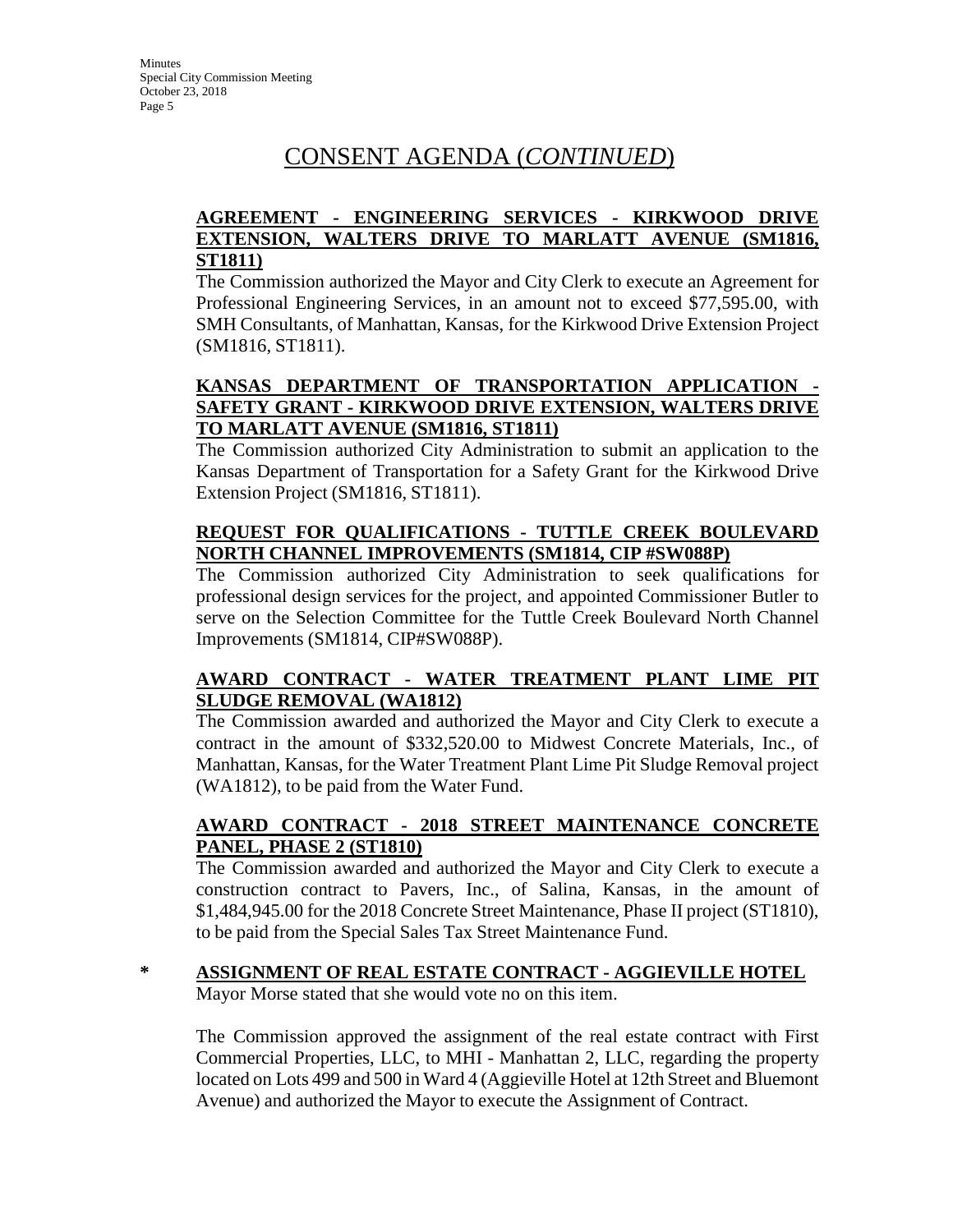## CONSENT AGENDA (*CONTINUED*)

**AGREEMENT - ENGINEERING SERVICES - KIRKWOOD DRIVE EXTENSION, WALTERS DRIVE TO MARLATT AVENUE (SM1816, ST1811)**

The Commission authorized the Mayor and City Clerk to execute an Agreement for Professional Engineering Services, in an amount not to exceed $77,595.00, with SMH Consultants, of Manhattan, Kansas, for the Kirkwood Drive Extension Project (SM1816, ST1811).

**KANSAS DEPARTMENT OF TRANSPORTATION APPLICATION - SAFETY GRANT - KIRKWOOD DRIVE EXTENSION, WALTERS DRIVE TO MARLATT AVENUE (SM1816, ST1811)**

The Commission authorized City Administration to submit an application to the Kansas Department of Transportation for a Safety Grant for the Kirkwood Drive Extension Project (SM1816, ST1811).

**REQUEST FOR QUALIFICATIONS - TUTTLE CREEK BOULEVARD NORTH CHANNEL IMPROVEMENTS (SM1814, CIP #SW088P)**

The Commission authorized City Administration to seek qualifications for professional design services for the project, and appointed Commissioner Butler to serve on the Selection Committee for the Tuttle Creek Boulevard North Channel Improvements (SM1814, CIP#SW088P).

**AWARD CONTRACT - WATER TREATMENT PLANT LIME PIT SLUDGE REMOVAL (WA1812)**

The Commission awarded and authorized the Mayor and City Clerk to execute a contract in the amount of $332,520.00 to Midwest Concrete Materials, Inc., of Manhattan, Kansas, for the Water Treatment Plant Lime Pit Sludge Removal project (WA1812), to be paid from the Water Fund.

**AWARD CONTRACT - 2018 STREET MAINTENANCE CONCRETE PANEL, PHASE 2 (ST1810)**

The Commission awarded and authorized the Mayor and City Clerk to execute a construction contract to Pavers, Inc., of Salina, Kansas, in the amount of $1,484,945.00 for the 2018 Concrete Street Maintenance, Phase II project (ST1810), to be paid from the Special Sales Tax Street Maintenance Fund.

\* **ASSIGNMENT OF REAL ESTATE CONTRACT - AGGIEVILLE HOTEL**

Mayor Morse stated that she would vote no on this item.

The Commission approved the assignment of the real estate contract with First Commercial Properties, LLC, to MHI - Manhattan 2, LLC, regarding the property located on Lots 499 and 500 in Ward 4 (Aggieville Hotel at 12th Street and Bluemont Avenue) and authorized the Mayor to execute the Assignment of Contract.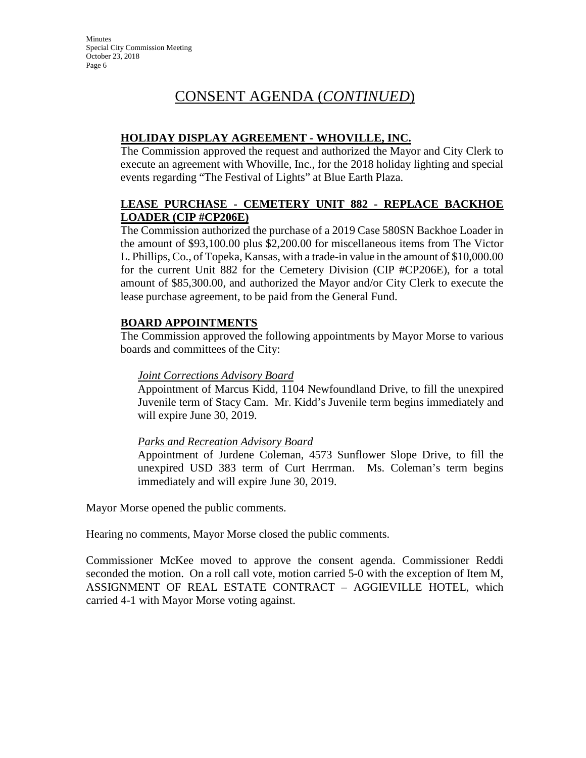# CONSENT AGENDA (*CONTINUED*)

**HOLIDAY DISPLAY AGREEMENT - WHOVILLE, INC.**

The Commission approved the request and authorized the Mayor and City Clerk to execute an agreement with Whoville, Inc., for the 2018 holiday lighting and special events regarding "The Festival of Lights" at Blue Earth Plaza.

**LEASE PURCHASE - CEMETERY UNIT 882 - REPLACE BACKHOE LOADER (CIP #CP206E)**

The Commission authorized the purchase of a 2019 Case 580SN Backhoe Loader in the amount of $93,100.00 plus $2,200.00 for miscellaneous items from The Victor L. Phillips, Co., of Topeka, Kansas, with a trade-in value in the amount of $10,000.00 for the current Unit 882 for the Cemetery Division (CIP #CP206E), for a total amount of $85,300.00, and authorized the Mayor and/or City Clerk to execute the lease purchase agreement, to be paid from the General Fund.

**BOARD APPOINTMENTS**

The Commission approved the following appointments by Mayor Morse to various boards and committees of the City:

*Joint Corrections Advisory Board*

Appointment of Marcus Kidd, 1104 Newfoundland Drive, to fill the unexpired Juvenile term of Stacy Cam. Mr. Kidd's Juvenile term begins immediately and will expire June 30, 2019.

*Parks and Recreation Advisory Board*

Appointment of Jurdene Coleman, 4573 Sunflower Slope Drive, to fill the unexpired USD 383 term of Curt Herrman. Ms. Coleman's term begins immediately and will expire June 30, 2019.

Mayor Morse opened the public comments.

Hearing no comments, Mayor Morse closed the public comments.

Commissioner McKee moved to approve the consent agenda. Commissioner Reddi seconded the motion. On a roll call vote, motion carried 5-0 with the exception of Item M, ASSIGNMENT OF REAL ESTATE CONTRACT – AGGIEVILLE HOTEL, which carried 4-1 with Mayor Morse voting against.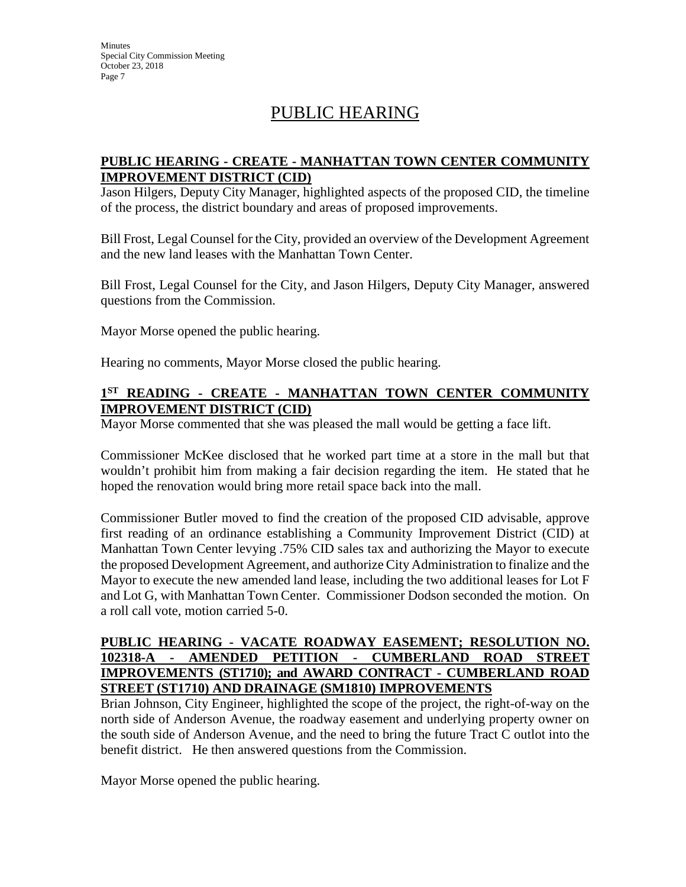# PUBLIC HEARING

**PUBLIC HEARING - CREATE - MANHATTAN TOWN CENTER COMMUNITY IMPROVEMENT DISTRICT (CID)**

Jason Hilgers, Deputy City Manager, highlighted aspects of the proposed CID, the timeline of the process, the district boundary and areas of proposed improvements.

Bill Frost, Legal Counsel for the City, provided an overview of the Development Agreement and the new land leases with the Manhattan Town Center.

Bill Frost, Legal Counsel for the City, and Jason Hilgers, Deputy City Manager, answered questions from the Commission.

Mayor Morse opened the public hearing.

Hearing no comments, Mayor Morse closed the public hearing.

**1ST READING - CREATE - MANHATTAN TOWN CENTER COMMUNITY IMPROVEMENT DISTRICT (CID)**

Mayor Morse commented that she was pleased the mall would be getting a face lift.

Commissioner McKee disclosed that he worked part time at a store in the mall but that wouldn't prohibit him from making a fair decision regarding the item. He stated that he hoped the renovation would bring more retail space back into the mall.

Commissioner Butler moved to find the creation of the proposed CID advisable, approve first reading of an ordinance establishing a Community Improvement District (CID) at Manhattan Town Center levying .75% CID sales tax and authorizing the Mayor to execute the proposed Development Agreement, and authorize City Administration to finalize and the Mayor to execute the new amended land lease, including the two additional leases for Lot F and Lot G, with Manhattan Town Center. Commissioner Dodson seconded the motion. On a roll call vote, motion carried 5-0.

**PUBLIC HEARING - VACATE ROADWAY EASEMENT; RESOLUTION NO. 102318-A - AMENDED PETITION - CUMBERLAND ROAD STREET IMPROVEMENTS (ST1710); and AWARD CONTRACT - CUMBERLAND ROAD STREET (ST1710) AND DRAINAGE (SM1810) IMPROVEMENTS**

Brian Johnson, City Engineer, highlighted the scope of the project, the right-of-way on the north side of Anderson Avenue, the roadway easement and underlying property owner on the south side of Anderson Avenue, and the need to bring the future Tract C outlot into the benefit district. He then answered questions from the Commission.

Mayor Morse opened the public hearing.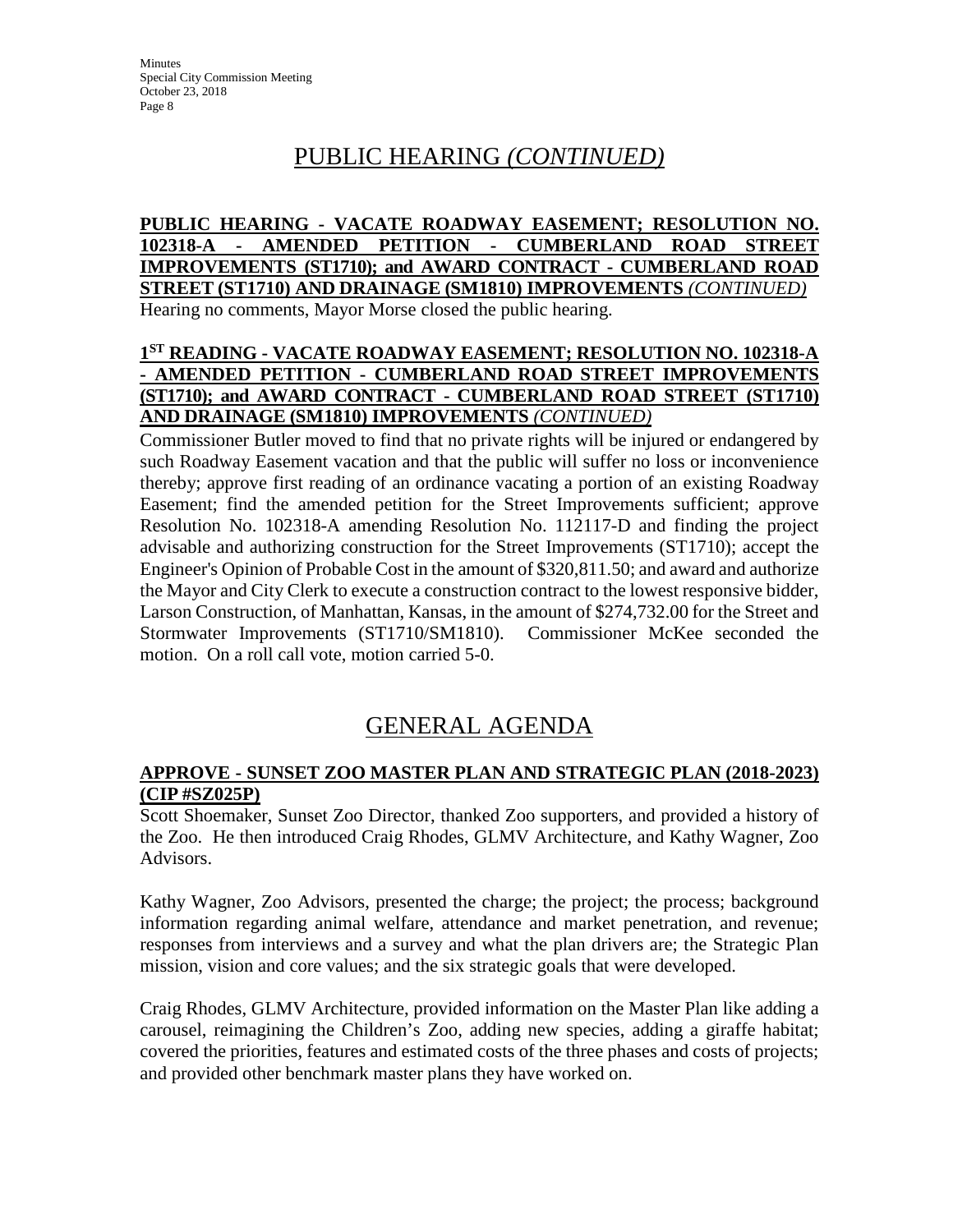# PUBLIC HEARING *(CONTINUED)*

**PUBLIC HEARING - VACATE ROADWAY EASEMENT; RESOLUTION NO. 102318-A - AMENDED PETITION - CUMBERLAND ROAD STREET IMPROVEMENTS (ST1710); and AWARD CONTRACT - CUMBERLAND ROAD STREET (ST1710) AND DRAINAGE (SM1810) IMPROVEMENTS *(CONTINUED)***

Hearing no comments, Mayor Morse closed the public hearing.

**1ST READING - VACATE ROADWAY EASEMENT; RESOLUTION NO. 102318-A - AMENDED PETITION - CUMBERLAND ROAD STREET IMPROVEMENTS (ST1710); and AWARD CONTRACT - CUMBERLAND ROAD STREET (ST1710) AND DRAINAGE (SM1810) IMPROVEMENTS *(CONTINUED)***

Commissioner Butler moved to find that no private rights will be injured or endangered by such Roadway Easement vacation and that the public will suffer no loss or inconvenience thereby; approve first reading of an ordinance vacating a portion of an existing Roadway Easement; find the amended petition for the Street Improvements sufficient; approve Resolution No. 102318-A amending Resolution No. 112117-D and finding the project advisable and authorizing construction for the Street Improvements (ST1710); accept the Engineer's Opinion of Probable Cost in the amount of $320,811.50; and award and authorize the Mayor and City Clerk to execute a construction contract to the lowest responsive bidder, Larson Construction, of Manhattan, Kansas, in the amount of $274,732.00 for the Street and Stormwater Improvements (ST1710/SM1810). Commissioner McKee seconded the motion. On a roll call vote, motion carried 5-0.

# GENERAL AGENDA

**APPROVE - SUNSET ZOO MASTER PLAN AND STRATEGIC PLAN (2018-2023) (CIP #SZ025P)**

Scott Shoemaker, Sunset Zoo Director, thanked Zoo supporters, and provided a history of the Zoo. He then introduced Craig Rhodes, GLMV Architecture, and Kathy Wagner, Zoo Advisors.

Kathy Wagner, Zoo Advisors, presented the charge; the project; the process; background information regarding animal welfare, attendance and market penetration, and revenue; responses from interviews and a survey and what the plan drivers are; the Strategic Plan mission, vision and core values; and the six strategic goals that were developed.

Craig Rhodes, GLMV Architecture, provided information on the Master Plan like adding a carousel, reimagining the Children's Zoo, adding new species, adding a giraffe habitat; covered the priorities, features and estimated costs of the three phases and costs of projects; and provided other benchmark master plans they have worked on.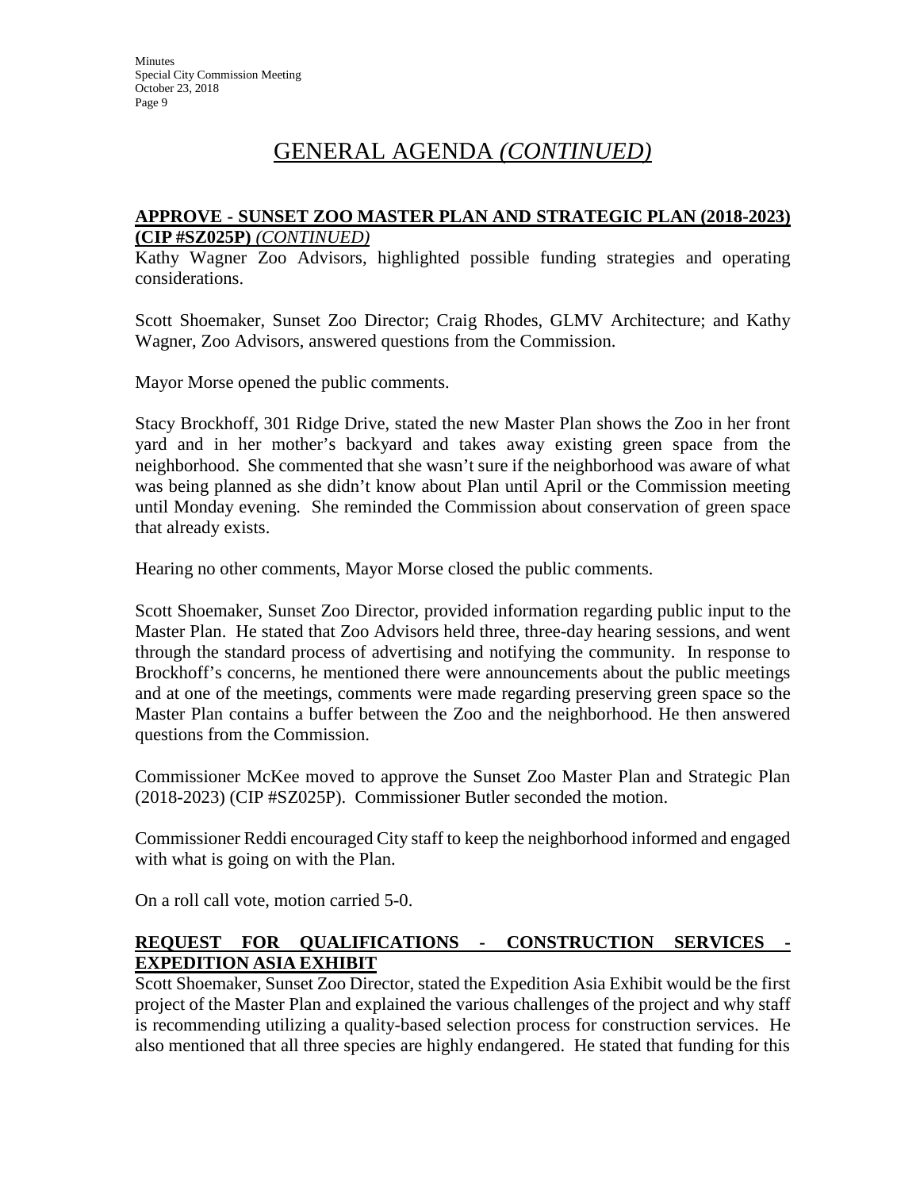# GENERAL AGENDA *(CONTINUED)*

**APPROVE - SUNSET ZOO MASTER PLAN AND STRATEGIC PLAN (2018-2023) (CIP #SZ025P)** *(CONTINUED)*

Kathy Wagner Zoo Advisors, highlighted possible funding strategies and operating considerations.

Scott Shoemaker, Sunset Zoo Director; Craig Rhodes, GLMV Architecture; and Kathy Wagner, Zoo Advisors, answered questions from the Commission.

Mayor Morse opened the public comments.

Stacy Brockhoff, 301 Ridge Drive, stated the new Master Plan shows the Zoo in her front yard and in her mother's backyard and takes away existing green space from the neighborhood. She commented that she wasn't sure if the neighborhood was aware of what was being planned as she didn't know about Plan until April or the Commission meeting until Monday evening. She reminded the Commission about conservation of green space that already exists.

Hearing no other comments, Mayor Morse closed the public comments.

Scott Shoemaker, Sunset Zoo Director, provided information regarding public input to the Master Plan. He stated that Zoo Advisors held three, three-day hearing sessions, and went through the standard process of advertising and notifying the community. In response to Brockhoff's concerns, he mentioned there were announcements about the public meetings and at one of the meetings, comments were made regarding preserving green space so the Master Plan contains a buffer between the Zoo and the neighborhood. He then answered questions from the Commission.

Commissioner McKee moved to approve the Sunset Zoo Master Plan and Strategic Plan (2018-2023) (CIP #SZ025P). Commissioner Butler seconded the motion.

Commissioner Reddi encouraged City staff to keep the neighborhood informed and engaged with what is going on with the Plan.

On a roll call vote, motion carried 5-0.

**REQUEST FOR QUALIFICATIONS - CONSTRUCTION SERVICES - EXPEDITION ASIA EXHIBIT**

Scott Shoemaker, Sunset Zoo Director, stated the Expedition Asia Exhibit would be the first project of the Master Plan and explained the various challenges of the project and why staff is recommending utilizing a quality-based selection process for construction services. He also mentioned that all three species are highly endangered. He stated that funding for this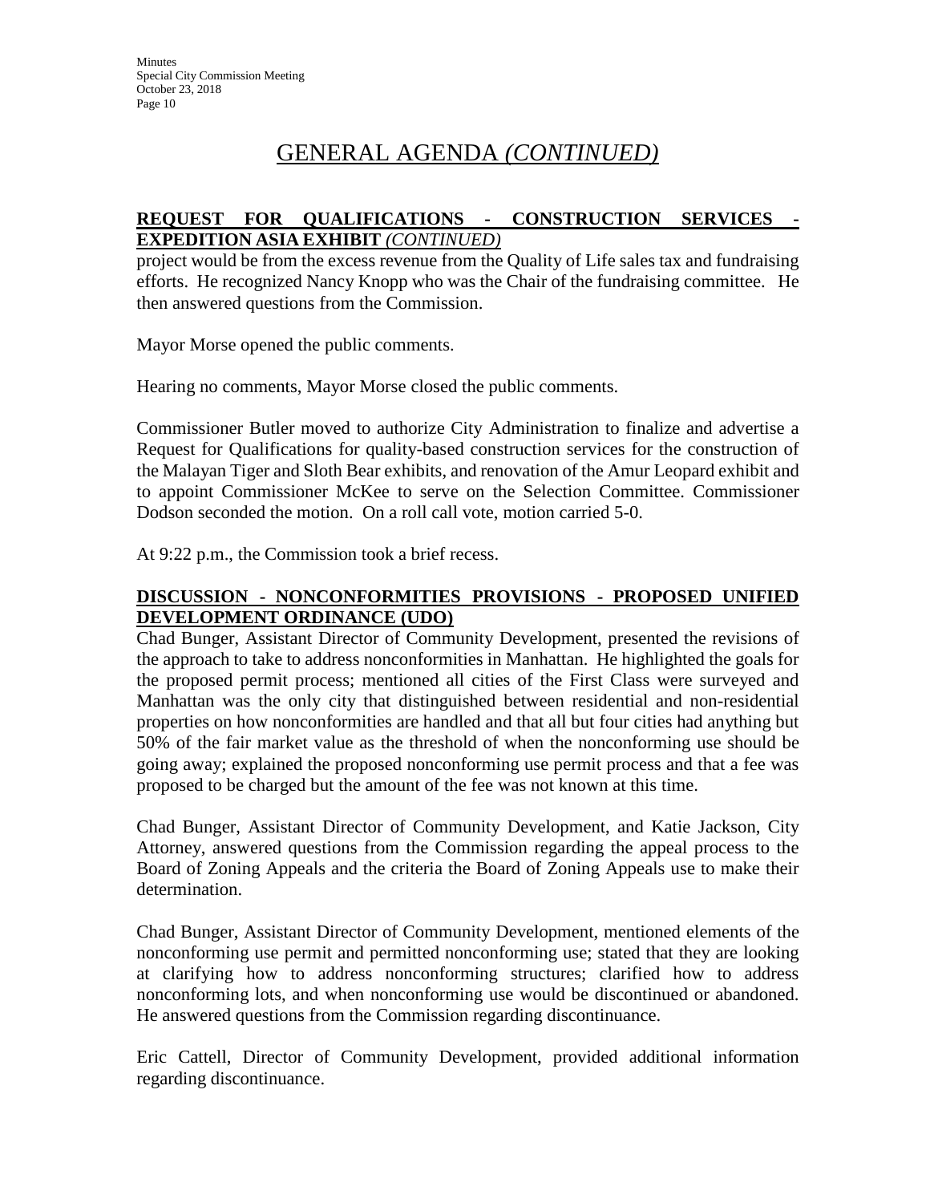# GENERAL AGENDA *(CONTINUED)*

**REQUEST FOR QUALIFICATIONS - CONSTRUCTION SERVICES - EXPEDITION ASIA EXHIBIT *(CONTINUED)***

project would be from the excess revenue from the Quality of Life sales tax and fundraising efforts. He recognized Nancy Knopp who was the Chair of the fundraising committee. He then answered questions from the Commission.

Mayor Morse opened the public comments.

Hearing no comments, Mayor Morse closed the public comments.

Commissioner Butler moved to authorize City Administration to finalize and advertise a Request for Qualifications for quality-based construction services for the construction of the Malayan Tiger and Sloth Bear exhibits, and renovation of the Amur Leopard exhibit and to appoint Commissioner McKee to serve on the Selection Committee. Commissioner Dodson seconded the motion. On a roll call vote, motion carried 5-0.

At 9:22 p.m., the Commission took a brief recess.

**DISCUSSION - NONCONFORMITIES PROVISIONS - PROPOSED UNIFIED DEVELOPMENT ORDINANCE (UDO)**

Chad Bunger, Assistant Director of Community Development, presented the revisions of the approach to take to address nonconformities in Manhattan. He highlighted the goals for the proposed permit process; mentioned all cities of the First Class were surveyed and Manhattan was the only city that distinguished between residential and non-residential properties on how nonconformities are handled and that all but four cities had anything but 50% of the fair market value as the threshold of when the nonconforming use should be going away; explained the proposed nonconforming use permit process and that a fee was proposed to be charged but the amount of the fee was not known at this time.

Chad Bunger, Assistant Director of Community Development, and Katie Jackson, City Attorney, answered questions from the Commission regarding the appeal process to the Board of Zoning Appeals and the criteria the Board of Zoning Appeals use to make their determination.

Chad Bunger, Assistant Director of Community Development, mentioned elements of the nonconforming use permit and permitted nonconforming use; stated that they are looking at clarifying how to address nonconforming structures; clarified how to address nonconforming lots, and when nonconforming use would be discontinued or abandoned. He answered questions from the Commission regarding discontinuance.

Eric Cattell, Director of Community Development, provided additional information regarding discontinuance.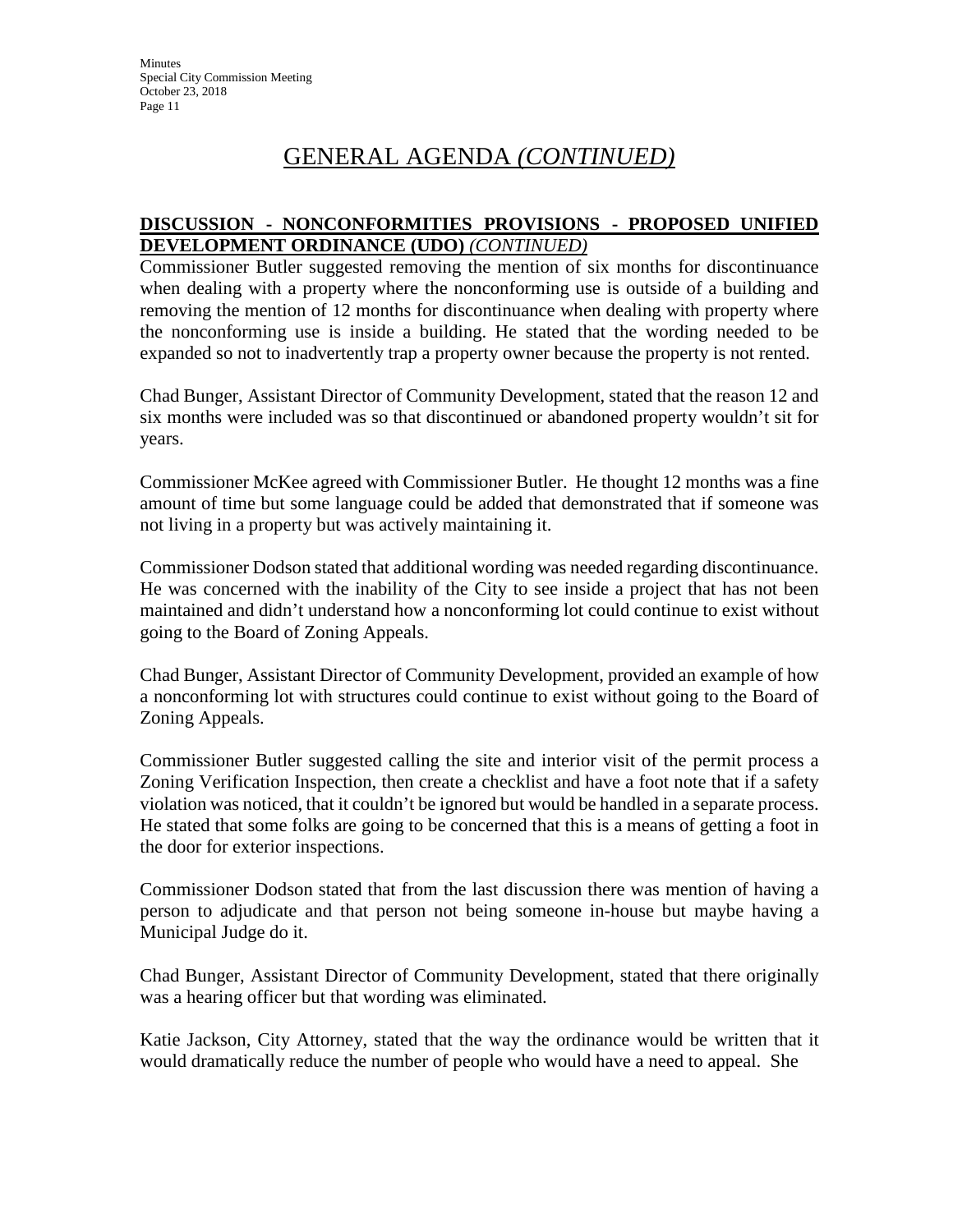# GENERAL AGENDA *(CONTINUED)*

**DISCUSSION - NONCONFORMITIES PROVISIONS - PROPOSED UNIFIED DEVELOPMENT ORDINANCE (UDO)** *(CONTINUED)*

Commissioner Butler suggested removing the mention of six months for discontinuance when dealing with a property where the nonconforming use is outside of a building and removing the mention of 12 months for discontinuance when dealing with property where the nonconforming use is inside a building. He stated that the wording needed to be expanded so not to inadvertently trap a property owner because the property is not rented.

Chad Bunger, Assistant Director of Community Development, stated that the reason 12 and six months were included was so that discontinued or abandoned property wouldn't sit for years.

Commissioner McKee agreed with Commissioner Butler. He thought 12 months was a fine amount of time but some language could be added that demonstrated that if someone was not living in a property but was actively maintaining it.

Commissioner Dodson stated that additional wording was needed regarding discontinuance. He was concerned with the inability of the City to see inside a project that has not been maintained and didn't understand how a nonconforming lot could continue to exist without going to the Board of Zoning Appeals.

Chad Bunger, Assistant Director of Community Development, provided an example of how a nonconforming lot with structures could continue to exist without going to the Board of Zoning Appeals.

Commissioner Butler suggested calling the site and interior visit of the permit process a Zoning Verification Inspection, then create a checklist and have a foot note that if a safety violation was noticed, that it couldn't be ignored but would be handled in a separate process. He stated that some folks are going to be concerned that this is a means of getting a foot in the door for exterior inspections.

Commissioner Dodson stated that from the last discussion there was mention of having a person to adjudicate and that person not being someone in-house but maybe having a Municipal Judge do it.

Chad Bunger, Assistant Director of Community Development, stated that there originally was a hearing officer but that wording was eliminated.

Katie Jackson, City Attorney, stated that the way the ordinance would be written that it would dramatically reduce the number of people who would have a need to appeal. She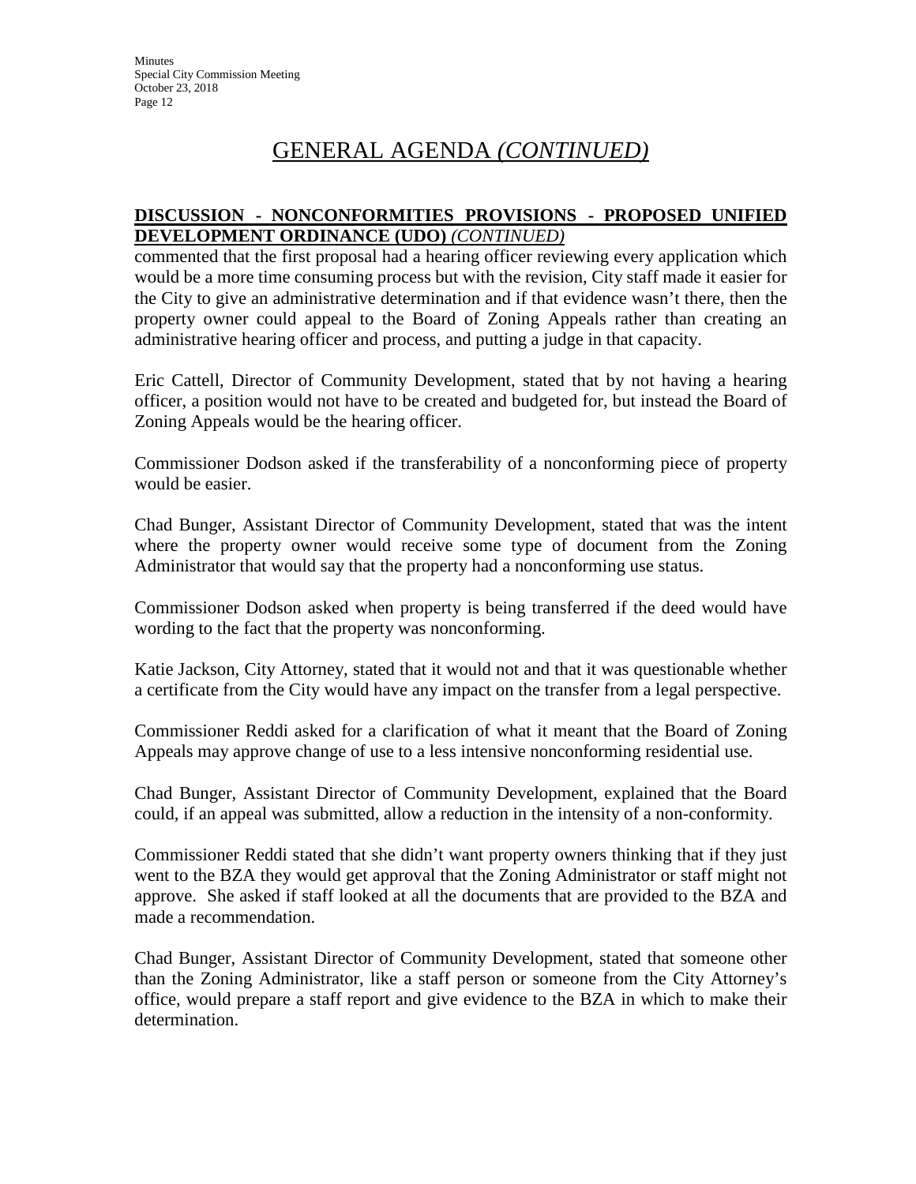# GENERAL AGENDA *(CONTINUED)*

**DISCUSSION - NONCONFORMITIES PROVISIONS - PROPOSED UNIFIED DEVELOPMENT ORDINANCE (UDO)** *(CONTINUED)*

commented that the first proposal had a hearing officer reviewing every application which would be a more time consuming process but with the revision, City staff made it easier for the City to give an administrative determination and if that evidence wasn't there, then the property owner could appeal to the Board of Zoning Appeals rather than creating an administrative hearing officer and process, and putting a judge in that capacity.

Eric Cattell, Director of Community Development, stated that by not having a hearing officer, a position would not have to be created and budgeted for, but instead the Board of Zoning Appeals would be the hearing officer.

Commissioner Dodson asked if the transferability of a nonconforming piece of property would be easier.

Chad Bunger, Assistant Director of Community Development, stated that was the intent where the property owner would receive some type of document from the Zoning Administrator that would say that the property had a nonconforming use status.

Commissioner Dodson asked when property is being transferred if the deed would have wording to the fact that the property was nonconforming.

Katie Jackson, City Attorney, stated that it would not and that it was questionable whether a certificate from the City would have any impact on the transfer from a legal perspective.

Commissioner Reddi asked for a clarification of what it meant that the Board of Zoning Appeals may approve change of use to a less intensive nonconforming residential use.

Chad Bunger, Assistant Director of Community Development, explained that the Board could, if an appeal was submitted, allow a reduction in the intensity of a non-conformity.

Commissioner Reddi stated that she didn't want property owners thinking that if they just went to the BZA they would get approval that the Zoning Administrator or staff might not approve. She asked if staff looked at all the documents that are provided to the BZA and made a recommendation.

Chad Bunger, Assistant Director of Community Development, stated that someone other than the Zoning Administrator, like a staff person or someone from the City Attorney's office, would prepare a staff report and give evidence to the BZA in which to make their determination.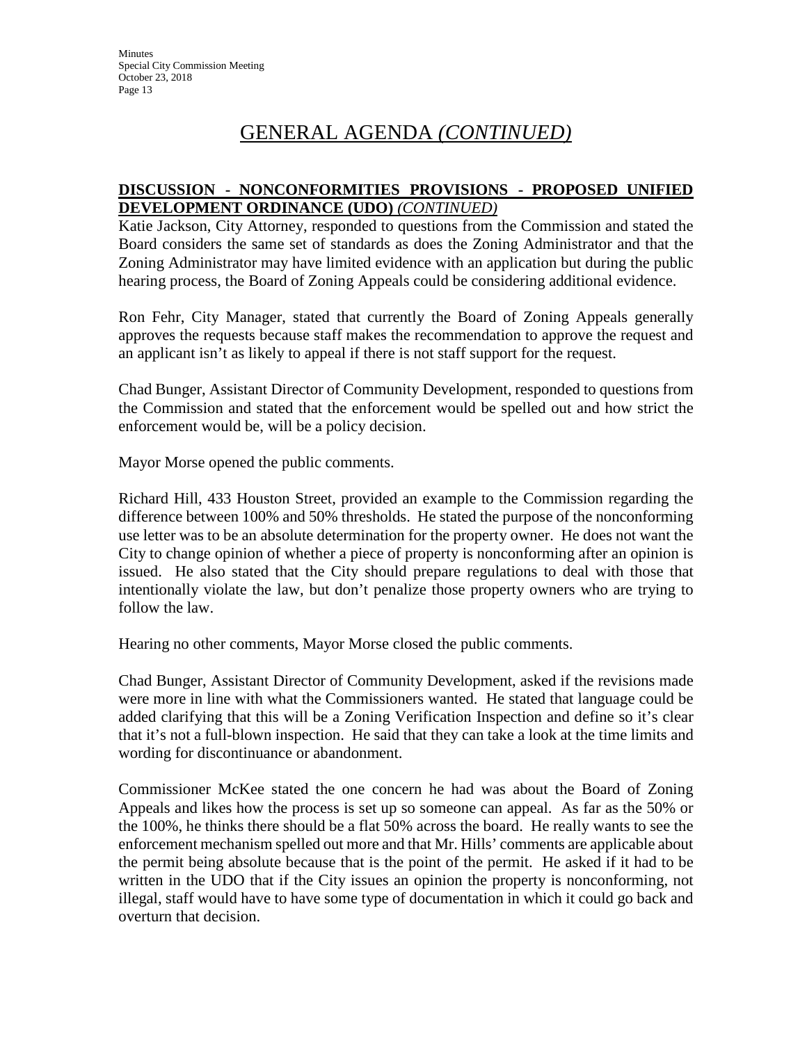## GENERAL AGENDA *(CONTINUED)*

**DISCUSSION - NONCONFORMITIES PROVISIONS - PROPOSED UNIFIED DEVELOPMENT ORDINANCE (UDO)** *(CONTINUED)*

Katie Jackson, City Attorney, responded to questions from the Commission and stated the Board considers the same set of standards as does the Zoning Administrator and that the Zoning Administrator may have limited evidence with an application but during the public hearing process, the Board of Zoning Appeals could be considering additional evidence.

Ron Fehr, City Manager, stated that currently the Board of Zoning Appeals generally approves the requests because staff makes the recommendation to approve the request and an applicant isn't as likely to appeal if there is not staff support for the request.

Chad Bunger, Assistant Director of Community Development, responded to questions from the Commission and stated that the enforcement would be spelled out and how strict the enforcement would be, will be a policy decision.

Mayor Morse opened the public comments.

Richard Hill, 433 Houston Street, provided an example to the Commission regarding the difference between 100% and 50% thresholds. He stated the purpose of the nonconforming use letter was to be an absolute determination for the property owner. He does not want the City to change opinion of whether a piece of property is nonconforming after an opinion is issued. He also stated that the City should prepare regulations to deal with those that intentionally violate the law, but don't penalize those property owners who are trying to follow the law.

Hearing no other comments, Mayor Morse closed the public comments.

Chad Bunger, Assistant Director of Community Development, asked if the revisions made were more in line with what the Commissioners wanted. He stated that language could be added clarifying that this will be a Zoning Verification Inspection and define so it's clear that it's not a full-blown inspection. He said that they can take a look at the time limits and wording for discontinuance or abandonment.

Commissioner McKee stated the one concern he had was about the Board of Zoning Appeals and likes how the process is set up so someone can appeal. As far as the 50% or the 100%, he thinks there should be a flat 50% across the board. He really wants to see the enforcement mechanism spelled out more and that Mr. Hills' comments are applicable about the permit being absolute because that is the point of the permit. He asked if it had to be written in the UDO that if the City issues an opinion the property is nonconforming, not illegal, staff would have to have some type of documentation in which it could go back and overturn that decision.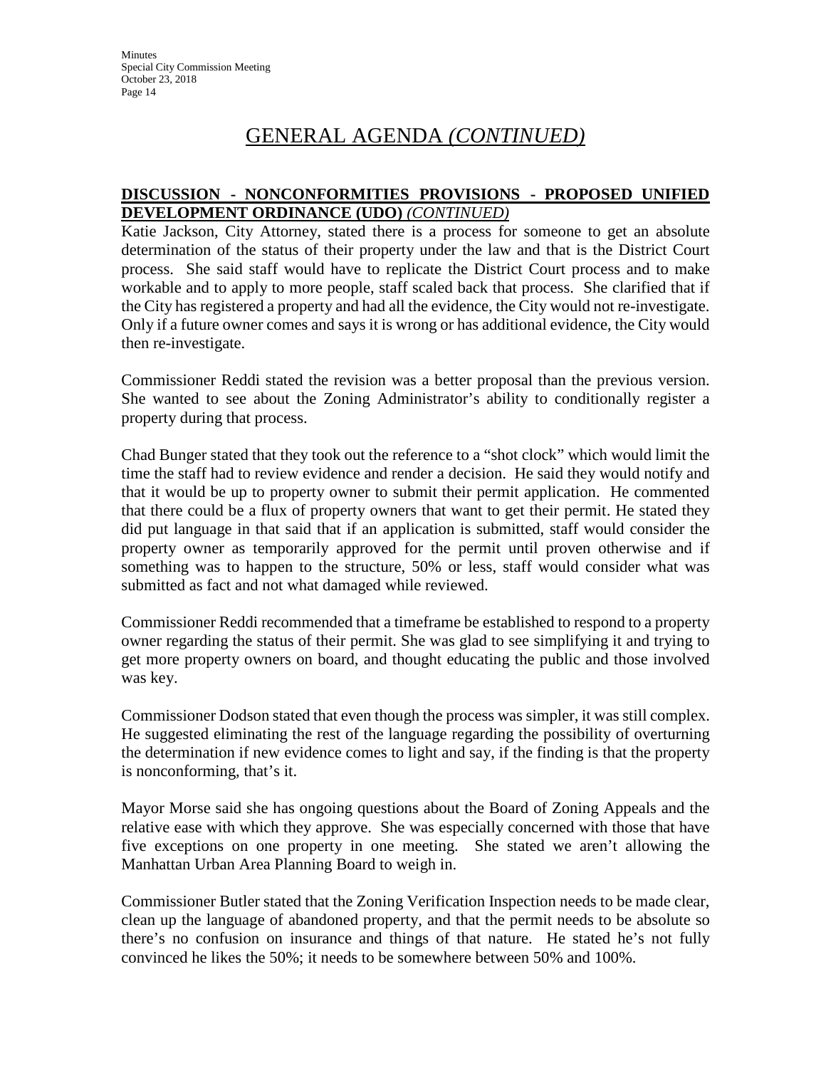# GENERAL AGENDA *(CONTINUED)*

**DISCUSSION - NONCONFORMITIES PROVISIONS - PROPOSED UNIFIED DEVELOPMENT ORDINANCE (UDO)** *(CONTINUED)*

Katie Jackson, City Attorney, stated there is a process for someone to get an absolute determination of the status of their property under the law and that is the District Court process. She said staff would have to replicate the District Court process and to make workable and to apply to more people, staff scaled back that process. She clarified that if the City has registered a property and had all the evidence, the City would not re-investigate. Only if a future owner comes and says it is wrong or has additional evidence, the City would then re-investigate.

Commissioner Reddi stated the revision was a better proposal than the previous version. She wanted to see about the Zoning Administrator's ability to conditionally register a property during that process.

Chad Bunger stated that they took out the reference to a "shot clock" which would limit the time the staff had to review evidence and render a decision. He said they would notify and that it would be up to property owner to submit their permit application. He commented that there could be a flux of property owners that want to get their permit. He stated they did put language in that said that if an application is submitted, staff would consider the property owner as temporarily approved for the permit until proven otherwise and if something was to happen to the structure, 50% or less, staff would consider what was submitted as fact and not what damaged while reviewed.

Commissioner Reddi recommended that a timeframe be established to respond to a property owner regarding the status of their permit. She was glad to see simplifying it and trying to get more property owners on board, and thought educating the public and those involved was key.

Commissioner Dodson stated that even though the process was simpler, it was still complex. He suggested eliminating the rest of the language regarding the possibility of overturning the determination if new evidence comes to light and say, if the finding is that the property is nonconforming, that's it.

Mayor Morse said she has ongoing questions about the Board of Zoning Appeals and the relative ease with which they approve. She was especially concerned with those that have five exceptions on one property in one meeting. She stated we aren't allowing the Manhattan Urban Area Planning Board to weigh in.

Commissioner Butler stated that the Zoning Verification Inspection needs to be made clear, clean up the language of abandoned property, and that the permit needs to be absolute so there's no confusion on insurance and things of that nature. He stated he's not fully convinced he likes the 50%; it needs to be somewhere between 50% and 100%.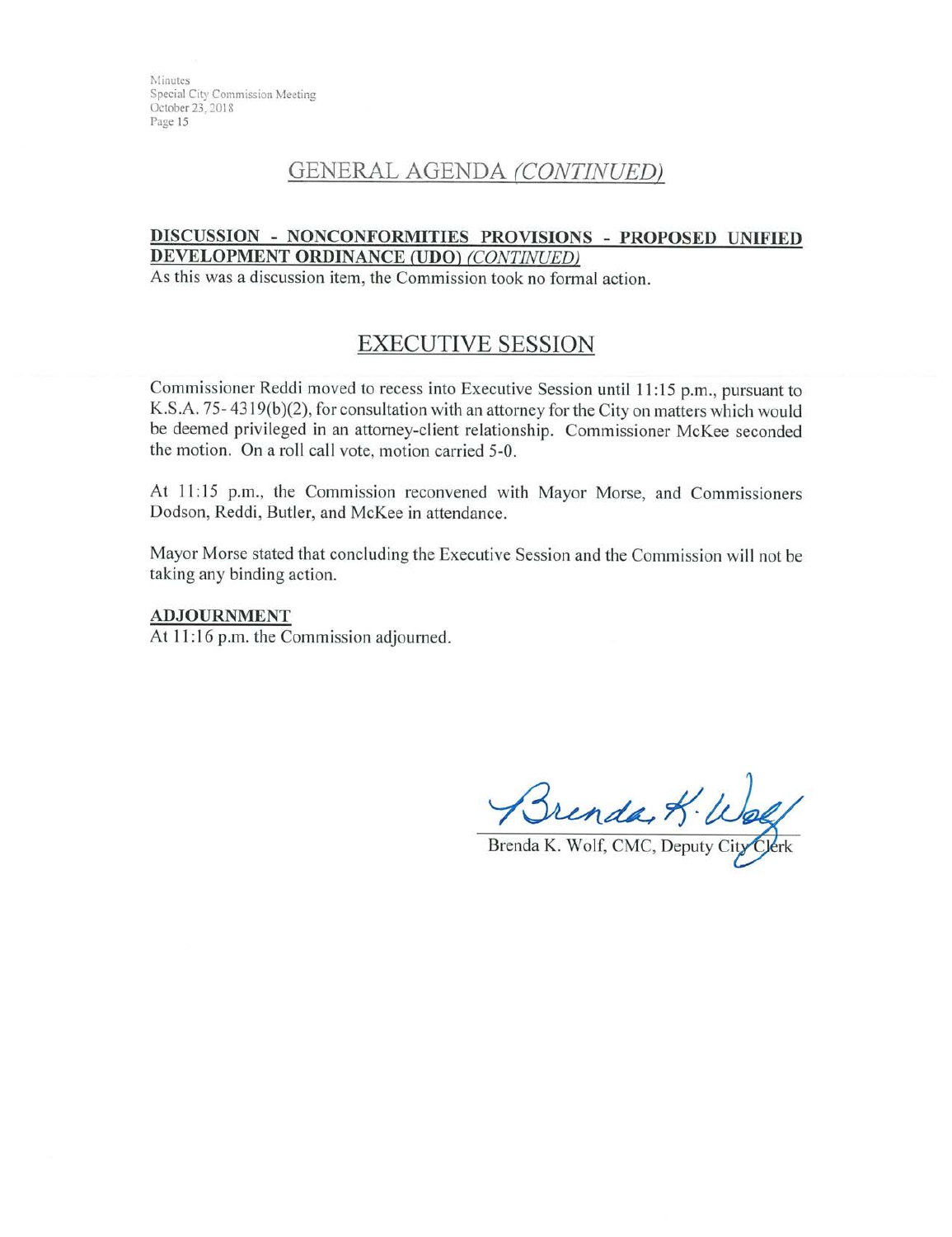## GENERAL AGENDA *(CONTINUED)*

**DISCUSSION - NONCONFORMITIES PROVISIONS - PROPOSED UNIFIED DEVELOPMENT ORDINANCE (UDO)** ***(CONTINUED)***

As this was a discussion item, the Commission took no formal action.

## EXECUTIVE SESSION

Commissioner Reddi moved to recess into Executive Session until 11:15 p.m., pursuant to K.S.A. 75- 4319(b)(2), for consultation with an attorney for the City on matters which would be deemed privileged in an attorney-client relationship. Commissioner McKee seconded the motion. On a roll call vote, motion carried 5-0.

At 11:15 p.m., the Commission reconvened with Mayor Morse, and Commissioners Dodson, Reddi, Butler, and McKee in attendance.

Mayor Morse stated that concluding the Executive Session and the Commission will not be taking any binding action.

**ADJOURNMENT**

At 11:16 p.m. the Commission adjourned.

Brenda K. Wolf

Brenda K. Wolf, CMC, Deputy City Clerk